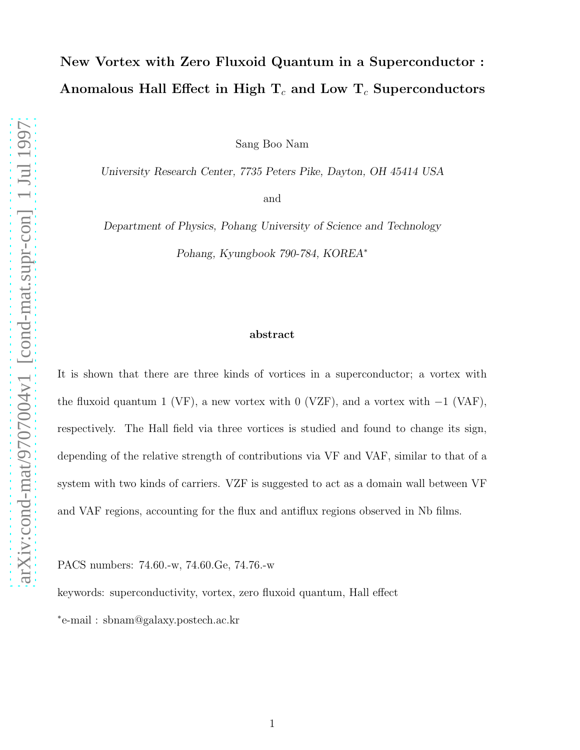# New Vortex with Zero Fluxoid Quantum in a Superconductor : Anomalous Hall Effect in High $T_c$ and Low $T_c$ Superconductors

Sang Boo Nam

*University Research Center, 7735 Peters Pike, Dayton, OH 45414 USA*

and

*Department of Physics, Pohang University of Science and Technology*

*Pohang, Kyungbook 790-784, KOREA*[*]

## abstract

It is shown that there are three kinds of vortices in a superconductor; a vortex with the fluxoid quantum 1 (VF), a new vortex with 0 (VZF), and a vortex with $-1$ (VAF), respectively. The Hall field via three vortices is studied and found to change its sign, depending of the relative strength of contributions via VF and VAF, similar to that of a system with two kinds of carriers. VZF is suggested to act as a domain wall between VF and VAF regions, accounting for the flux and antiflux regions observed in Nb films.

PACS numbers: 74.60.-w, 74.60.Ge, 74.76.-w

keywords: superconductivity, vortex, zero fluxoid quantum, Hall effect

[*]e-mail : sbnam@galaxy.postech.ac.kr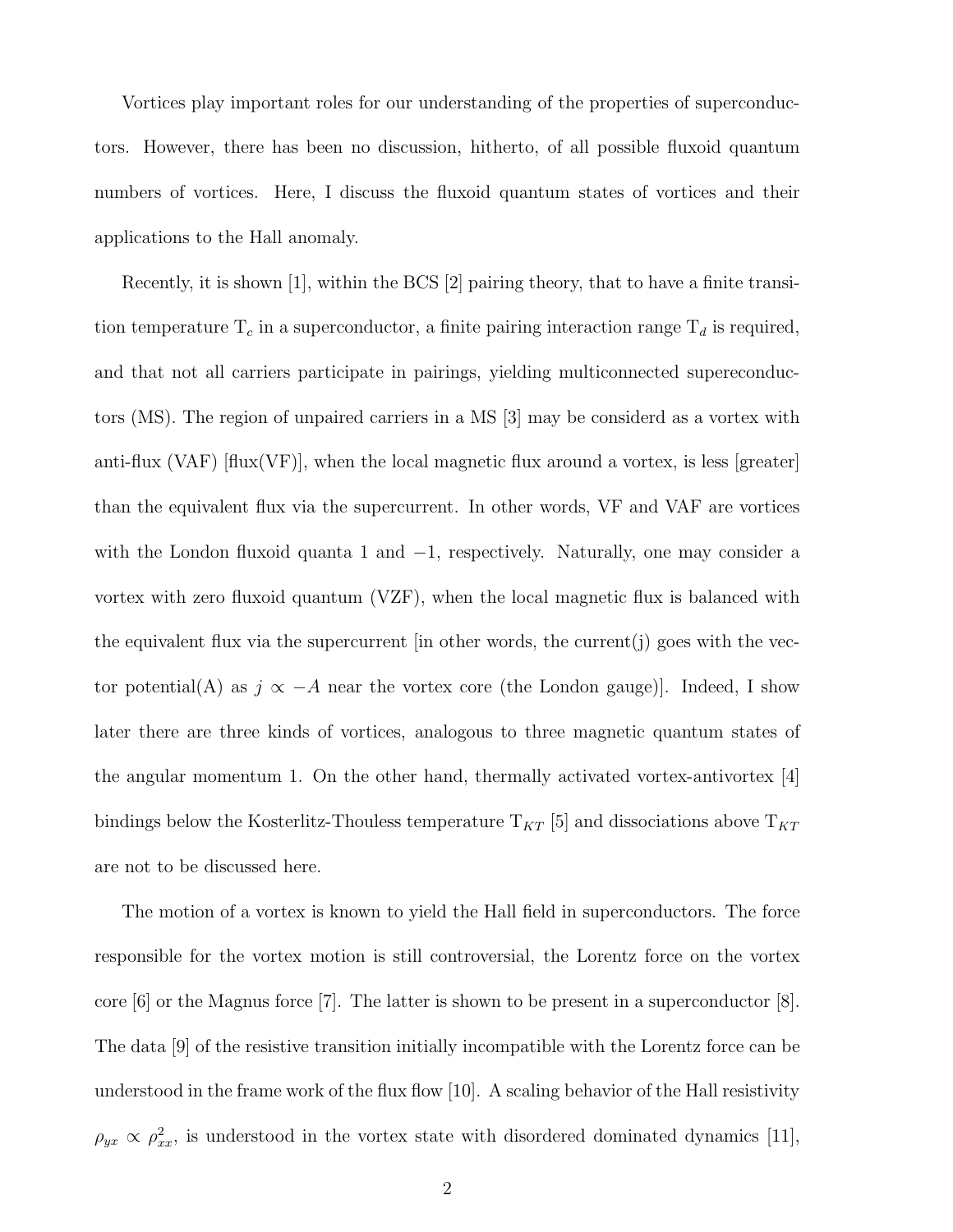Vortices play important roles for our understanding of the properties of superconductors. However, there has been no discussion, hitherto, of all possible fluxoid quantum numbers of vortices. Here, I discuss the fluxoid quantum states of vortices and their applications to the Hall anomaly.

Recently, it is shown [1], within the BCS [2] pairing theory, that to have a finite transition temperature $T_c$ in a superconductor, a finite pairing interaction range $T_d$ is required, and that not all carriers participate in pairings, yielding multiconnected supereconductors (MS). The region of unpaired carriers in a MS [3] may be considerd as a vortex with anti-flux (VAF) [flux(VF)], when the local magnetic flux around a vortex, is less [greater] than the equivalent flux via the supercurrent. In other words, VF and VAF are vortices with the London fluxoid quanta 1 and $-1$, respectively. Naturally, one may consider a vortex with zero fluxoid quantum (VZF), when the local magnetic flux is balanced with the equivalent flux via the supercurrent [in other words, the current(j) goes with the vector potential(A) as $j \propto -A$ near the vortex core (the London gauge)]. Indeed, I show later there are three kinds of vortices, analogous to three magnetic quantum states of the angular momentum 1. On the other hand, thermally activated vortex-antivortex [4] bindings below the Kosterlitz-Thouless temperature $T_{KT}$ [5] and dissociations above $T_{KT}$ are not to be discussed here.

The motion of a vortex is known to yield the Hall field in superconductors. The force responsible for the vortex motion is still controversial, the Lorentz force on the vortex core [6] or the Magnus force [7]. The latter is shown to be present in a superconductor [8]. The data [9] of the resistive transition initially incompatible with the Lorentz force can be understood in the frame work of the flux flow [10]. A scaling behavior of the Hall resistivity $\rho_{yx} \propto \rho_{xx}^2$, is understood in the vortex state with disordered dominated dynamics [11],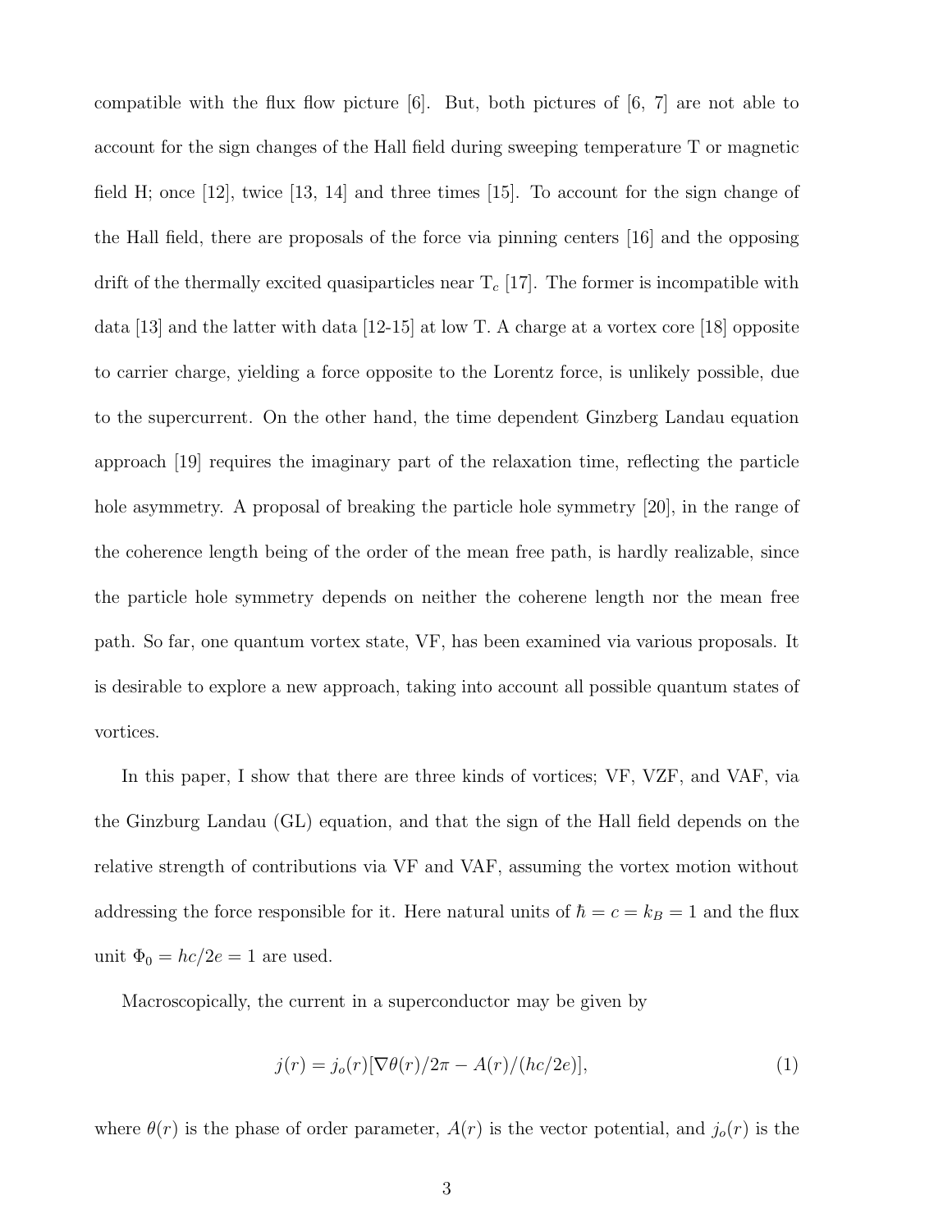compatible with the flux flow picture [6]. But, both pictures of [6, 7] are not able to account for the sign changes of the Hall field during sweeping temperature T or magnetic field H; once [12], twice [13, 14] and three times [15]. To account for the sign change of the Hall field, there are proposals of the force via pinning centers [16] and the opposing drift of the thermally excited quasiparticles near $T_c$ [17]. The former is incompatible with data [13] and the latter with data [12-15] at low T. A charge at a vortex core [18] opposite to carrier charge, yielding a force opposite to the Lorentz force, is unlikely possible, due to the supercurrent. On the other hand, the time dependent Ginzberg Landau equation approach [19] requires the imaginary part of the relaxation time, reflecting the particle hole asymmetry. A proposal of breaking the particle hole symmetry [20], in the range of the coherence length being of the order of the mean free path, is hardly realizable, since the particle hole symmetry depends on neither the coherene length nor the mean free path. So far, one quantum vortex state, VF, has been examined via various proposals. It is desirable to explore a new approach, taking into account all possible quantum states of vortices.

In this paper, I show that there are three kinds of vortices; VF, VZF, and VAF, via the Ginzburg Landau (GL) equation, and that the sign of the Hall field depends on the relative strength of contributions via VF and VAF, assuming the vortex motion without addressing the force responsible for it. Here natural units of $\hbar = c = k_B = 1$ and the flux unit $\Phi_0 = hc/2e = 1$ are used.

Macroscopically, the current in a superconductor may be given by

$$j(r) = j_o(r)[\nabla\theta(r)/2\pi - A(r)/(hc/2e)], \tag{1}$$

where $\theta(r)$ is the phase of order parameter, $A(r)$ is the vector potential, and $j_o(r)$ is the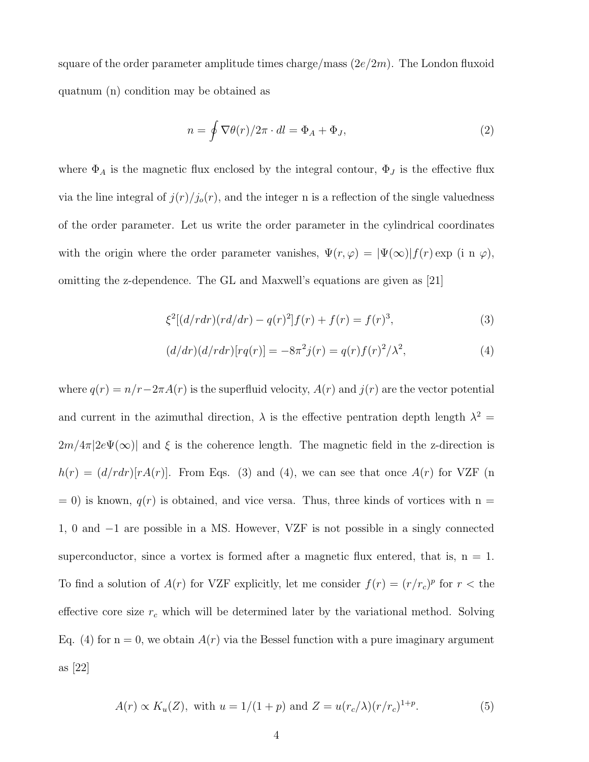square of the order parameter amplitude times charge/mass ($2e/2m$). The London fluxoid quatnum (n) condition may be obtained as

$$n = \oint \nabla\theta(r)/2\pi \cdot dl = \Phi_A + \Phi_J, \tag{2}$$

where $\Phi_A$ is the magnetic flux enclosed by the integral contour, $\Phi_J$ is the effective flux via the line integral of $j(r)/j_o(r)$, and the integer n is a reflection of the single valuedness of the order parameter. Let us write the order parameter in the cylindrical coordinates with the origin where the order parameter vanishes, $\Psi(r,\varphi) = |\Psi(\infty)|f(r)\exp(\mathrm{i}\ n\ \varphi)$, omitting the z-dependence. The GL and Maxwell's equations are given as [21]

$$\xi^2[(d/rdr)(rd/dr) - q(r)^2]f(r) + f(r) = f(r)^3, \tag{3}$$

$$(d/dr)(d/rdr)[rq(r)] = -8\pi^2 j(r) = q(r)f(r)^2/\lambda^2, \tag{4}$$

where $q(r) = n/r - 2\pi A(r)$ is the superfluid velocity, $A(r)$ and $j(r)$ are the vector potential and current in the azimuthal direction, $\lambda$ is the effective pentration depth length $\lambda^2 = 2m/4\pi|2e\Psi(\infty)|$ and $\xi$ is the coherence length. The magnetic field in the z-direction is $h(r) = (d/rdr)[rA(r)]$. From Eqs. (3) and (4), we can see that once $A(r)$ for VZF (n = 0) is known, $q(r)$ is obtained, and vice versa. Thus, three kinds of vortices with n = 1, 0 and $-1$ are possible in a MS. However, VZF is not possible in a singly connected superconductor, since a vortex is formed after a magnetic flux entered, that is, n = 1. To find a solution of $A(r)$ for VZF explicitly, let me consider $f(r) = (r/r_c)^p$ for $r <$ the effective core size $r_c$ which will be determined later by the variational method. Solving Eq. (4) for n = 0, we obtain $A(r)$ via the Bessel function with a pure imaginary argument as [22]

$$A(r) \propto K_u(Z), \text{ with } u = 1/(1+p) \text{ and } Z = u(r_c/\lambda)(r/r_c)^{1+p}. \tag{5}$$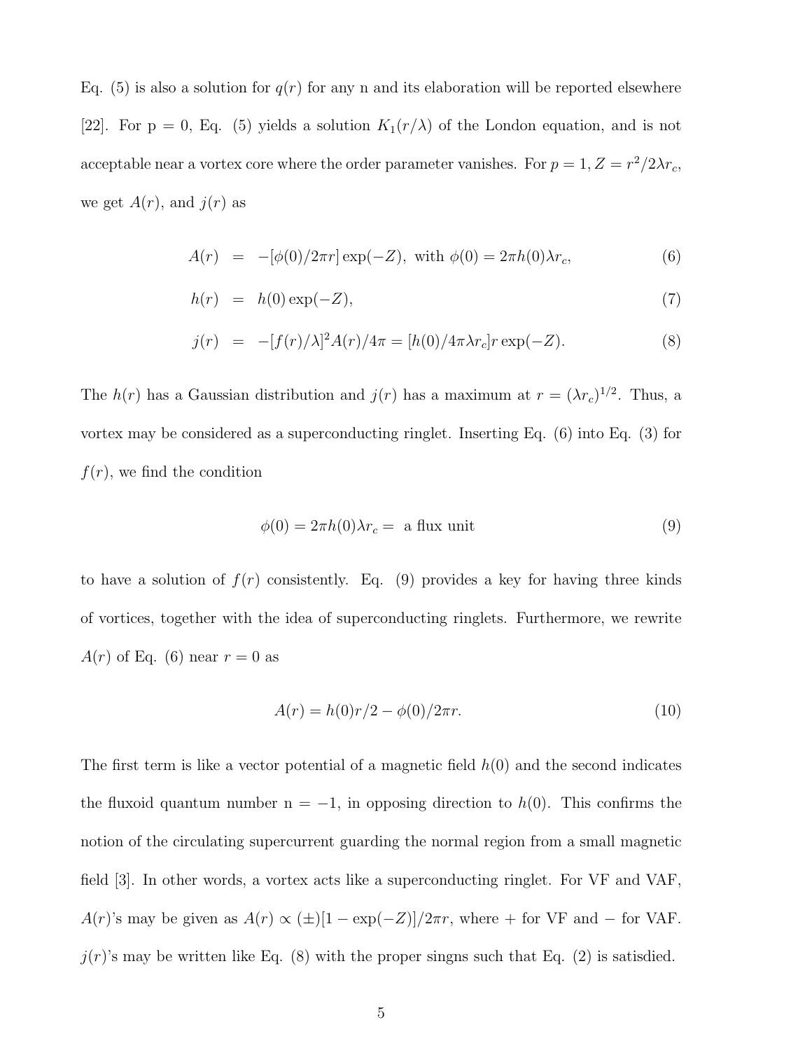Eq. (5) is also a solution for $q(r)$ for any n and its elaboration will be reported elsewhere [22]. For p = 0, Eq. (5) yields a solution $K_1(r/\lambda)$ of the London equation, and is not acceptable near a vortex core where the order parameter vanishes. For $p = 1, Z = r^2/2\lambda r_c$, we get $A(r)$, and $j(r)$ as

$$A(r) = -[\phi(0)/2\pi r]\exp(-Z), \text{ with } \phi(0) = 2\pi h(0)\lambda r_c, \tag{6}$$

$$h(r) = h(0)\exp(-Z), \tag{7}$$

$$j(r) = -[f(r)/\lambda]^2 A(r)/4\pi = [h(0)/4\pi\lambda r_c]r\exp(-Z). \tag{8}$$

The $h(r)$ has a Gaussian distribution and $j(r)$ has a maximum at $r = (\lambda r_c)^{1/2}$. Thus, a vortex may be considered as a superconducting ringlet. Inserting Eq. (6) into Eq. (3) for $f(r)$, we find the condition

$$\phi(0) = 2\pi h(0)\lambda r_c = \text{ a flux unit} \tag{9}$$

to have a solution of $f(r)$ consistently. Eq. (9) provides a key for having three kinds of vortices, together with the idea of superconducting ringlets. Furthermore, we rewrite $A(r)$ of Eq. (6) near $r = 0$ as

$$A(r) = h(0)r/2 - \phi(0)/2\pi r. \tag{10}$$

The first term is like a vector potential of a magnetic field $h(0)$ and the second indicates the fluxoid quantum number n = −1, in opposing direction to $h(0)$. This confirms the notion of the circulating supercurrent guarding the normal region from a small magnetic field [3]. In other words, a vortex acts like a superconducting ringlet. For VF and VAF, $A(r)$'s may be given as $A(r) \propto (\pm)[1 - \exp(-Z)]/2\pi r$, where + for VF and − for VAF. $j(r)$'s may be written like Eq. (8) with the proper singns such that Eq. (2) is satisdied.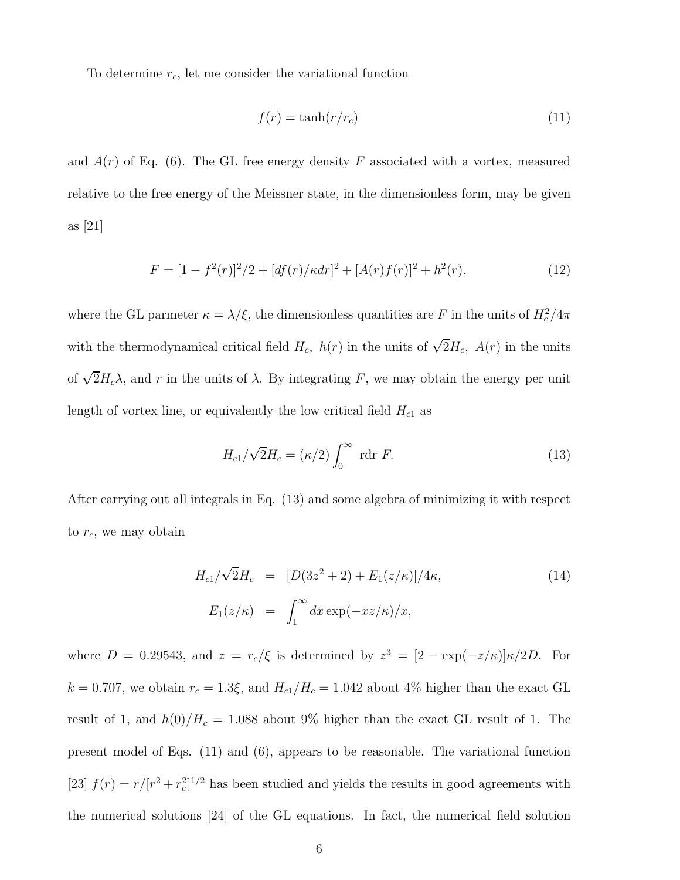To determine $r_c$, let me consider the variational function

$$f(r) = \tanh(r/r_c) \tag{11}$$

and $A(r)$ of Eq. (6). The GL free energy density $F$ associated with a vortex, measured relative to the free energy of the Meissner state, in the dimensionless form, may be given as [21]

$$F = [1 - f^2(r)]^2/2 + [df(r)/\kappa dr]^2 + [A(r)f(r)]^2 + h^2(r), \tag{12}$$

where the GL parmeter $\kappa = \lambda/\xi$, the dimensionless quantities are $F$ in the units of $H_c^2/4\pi$ with the thermodynamical critical field $H_c$, $h(r)$ in the units of $\sqrt{2}H_c$, $A(r)$ in the units of $\sqrt{2}H_c\lambda$, and $r$ in the units of $\lambda$. By integrating $F$, we may obtain the energy per unit length of vortex line, or equivalently the low critical field $H_{c1}$ as

$$H_{c1}/\sqrt{2}H_c = (\kappa/2)\int_0^\infty \text{ rdr } F. \tag{13}$$

After carrying out all integrals in Eq. (13) and some algebra of minimizing it with respect to $r_c$, we may obtain

$$\begin{aligned} H_{c1}/\sqrt{2}H_c &= [D(3z^2+2) + E_1(z/\kappa)]/4\kappa, \\ E_1(z/\kappa) &= \int_1^\infty dx \exp(-xz/\kappa)/x, \end{aligned} \tag{14}$$

where $D = 0.29543$, and $z = r_c/\xi$ is determined by $z^3 = [2 - \exp(-z/\kappa)]\kappa/2D$. For $k = 0.707$, we obtain $r_c = 1.3\xi$, and $H_{c1}/H_c = 1.042$ about 4% higher than the exact GL result of 1, and $h(0)/H_c = 1.088$ about 9% higher than the exact GL result of 1. The present model of Eqs. (11) and (6), appears to be reasonable. The variational function [23] $f(r) = r/[r^2 + r_c^2]^{1/2}$ has been studied and yields the results in good agreements with the numerical solutions [24] of the GL equations. In fact, the numerical field solution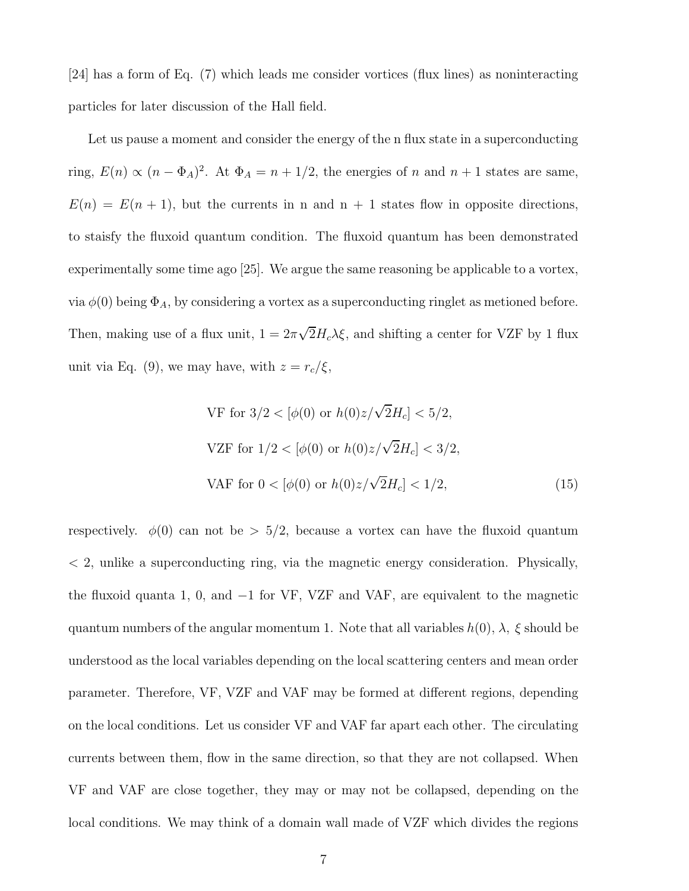[24] has a form of Eq. (7) which leads me consider vortices (flux lines) as noninteracting particles for later discussion of the Hall field.

Let us pause a moment and consider the energy of the n flux state in a superconducting ring, $E(n) \propto (n - \Phi_A)^2$. At $\Phi_A = n + 1/2$, the energies of $n$ and $n+1$ states are same, $E(n) = E(n+1)$, but the currents in n and n + 1 states flow in opposite directions, to staisfy the fluxoid quantum condition. The fluxoid quantum has been demonstrated experimentally some time ago [25]. We argue the same reasoning be applicable to a vortex, via $\phi(0)$ being $\Phi_A$, by considering a vortex as a superconducting ringlet as metioned before. Then, making use of a flux unit, $1 = 2\pi\sqrt{2}H_c\lambda\xi$, and shifting a center for VZF by 1 flux unit via Eq. (9), we may have, with $z = r_c/\xi$,

$$
\begin{aligned}
&\text{VF for } 3/2 < [\phi(0) \text{ or } h(0)z/\sqrt{2}H_c] < 5/2, \\
&\text{VZF for } 1/2 < [\phi(0) \text{ or } h(0)z/\sqrt{2}H_c] < 3/2, \\
&\text{VAF for } 0 < [\phi(0) \text{ or } h(0)z/\sqrt{2}H_c] < 1/2,
\end{aligned}
\tag{15}
$$

respectively. $\phi(0)$ can not be $> 5/2$, because a vortex can have the fluxoid quantum $< 2$, unlike a superconducting ring, via the magnetic energy consideration. Physically, the fluxoid quanta 1, 0, and $-1$ for VF, VZF and VAF, are equivalent to the magnetic quantum numbers of the angular momentum 1. Note that all variables $h(0)$, $\lambda$, $\xi$ should be understood as the local variables depending on the local scattering centers and mean order parameter. Therefore, VF, VZF and VAF may be formed at different regions, depending on the local conditions. Let us consider VF and VAF far apart each other. The circulating currents between them, flow in the same direction, so that they are not collapsed. When VF and VAF are close together, they may or may not be collapsed, depending on the local conditions. We may think of a domain wall made of VZF which divides the regions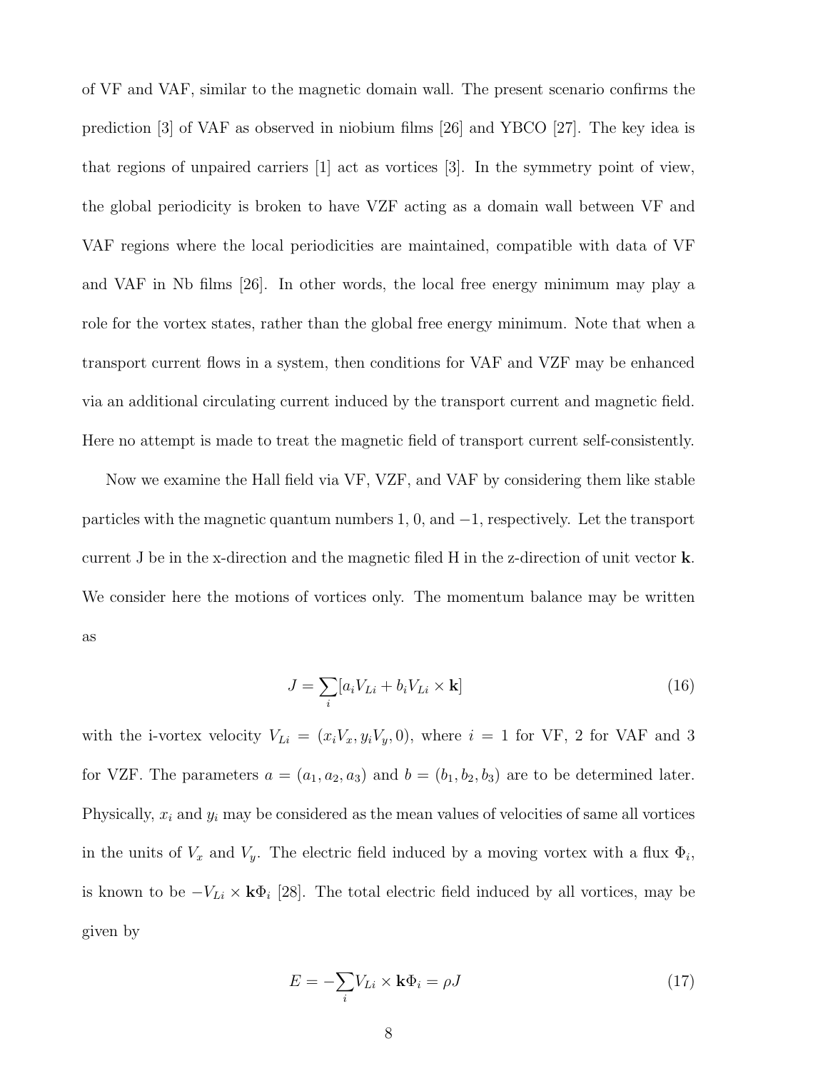of VF and VAF, similar to the magnetic domain wall. The present scenario confirms the prediction [3] of VAF as observed in niobium films [26] and YBCO [27]. The key idea is that regions of unpaired carriers [1] act as vortices [3]. In the symmetry point of view, the global periodicity is broken to have VZF acting as a domain wall between VF and VAF regions where the local periodicities are maintained, compatible with data of VF and VAF in Nb films [26]. In other words, the local free energy minimum may play a role for the vortex states, rather than the global free energy minimum. Note that when a transport current flows in a system, then conditions for VAF and VZF may be enhanced via an additional circulating current induced by the transport current and magnetic field. Here no attempt is made to treat the magnetic field of transport current self-consistently.

Now we examine the Hall field via VF, VZF, and VAF by considering them like stable particles with the magnetic quantum numbers 1, 0, and −1, respectively. Let the transport current J be in the x-direction and the magnetic filed H in the z-direction of unit vector $\mathbf{k}$. We consider here the motions of vortices only. The momentum balance may be written as

$$J = \sum_i [a_i V_{Li} + b_i V_{Li} \times \mathbf{k}] \tag{16}$$

with the i-vortex velocity $V_{Li} = (x_i V_x, y_i V_y, 0)$, where $i = 1$ for VF, 2 for VAF and 3 for VZF. The parameters $a = (a_1, a_2, a_3)$ and $b = (b_1, b_2, b_3)$ are to be determined later. Physically, $x_i$ and $y_i$ may be considered as the mean values of velocities of same all vortices in the units of $V_x$ and $V_y$. The electric field induced by a moving vortex with a flux $\Phi_i$, is known to be $-V_{Li} \times \mathbf{k}\Phi_i$ [28]. The total electric field induced by all vortices, may be given by

$$E = -\sum_i V_{Li} \times \mathbf{k}\Phi_i = \rho J \tag{17}$$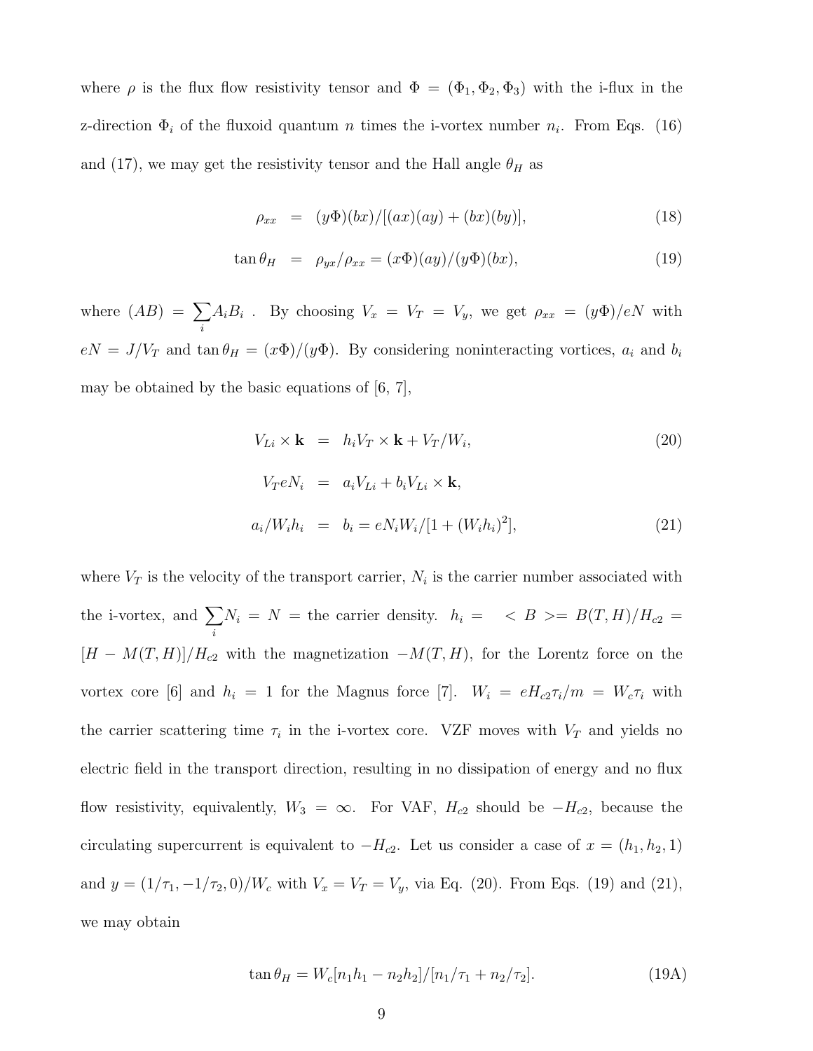where $\rho$ is the flux flow resistivity tensor and $\Phi = (\Phi_1, \Phi_2, \Phi_3)$ with the i-flux in the z-direction $\Phi_i$ of the fluxoid quantum $n$ times the i-vortex number $n_i$. From Eqs. (16) and (17), we may get the resistivity tensor and the Hall angle $\theta_H$ as

$$\rho_{xx} = (y\Phi)(bx)/[(ax)(ay) + (bx)(by)], \tag{18}$$

$$\tan\theta_H = \rho_{yx}/\rho_{xx} = (x\Phi)(ay)/(y\Phi)(bx), \tag{19}$$

where $(AB) = \sum_i A_i B_i$ . By choosing $V_x = V_T = V_y$, we get $\rho_{xx} = (y\Phi)/eN$ with $eN = J/V_T$ and $\tan\theta_H = (x\Phi)/(y\Phi)$. By considering noninteracting vortices, $a_i$ and $b_i$ may be obtained by the basic equations of [6, 7],

$$V_{Li} \times \mathbf{k} = h_i V_T \times \mathbf{k} + V_T/W_i, \tag{20}$$

$$V_T eN_i = a_i V_{Li} + b_i V_{Li} \times \mathbf{k},$$

$$a_i/W_i h_i = b_i = eN_i W_i/[1 + (W_i h_i)^2], \tag{21}$$

where $V_T$ is the velocity of the transport carrier, $N_i$ is the carrier number associated with the i-vortex, and $\sum_i N_i = N =$ the carrier density. $h_i = \ < B >= B(T,H)/H_{c2} = [H - M(T,H)]/H_{c2}$ with the magnetization $-M(T,H)$, for the Lorentz force on the vortex core [6] and $h_i = 1$ for the Magnus force [7]. $W_i = eH_{c2}\tau_i/m = W_c\tau_i$ with the carrier scattering time $\tau_i$ in the i-vortex core. VZF moves with $V_T$ and yields no electric field in the transport direction, resulting in no dissipation of energy and no flux flow resistivity, equivalently, $W_3 = \infty$. For VAF, $H_{c2}$ should be $-H_{c2}$, because the circulating supercurrent is equivalent to $-H_{c2}$. Let us consider a case of $x = (h_1, h_2, 1)$ and $y = (1/\tau_1, -1/\tau_2, 0)/W_c$ with $V_x = V_T = V_y$, via Eq. (20). From Eqs. (19) and (21), we may obtain

$$\tan\theta_H = W_c[n_1 h_1 - n_2 h_2]/[n_1/\tau_1 + n_2/\tau_2]. \tag{19A}$$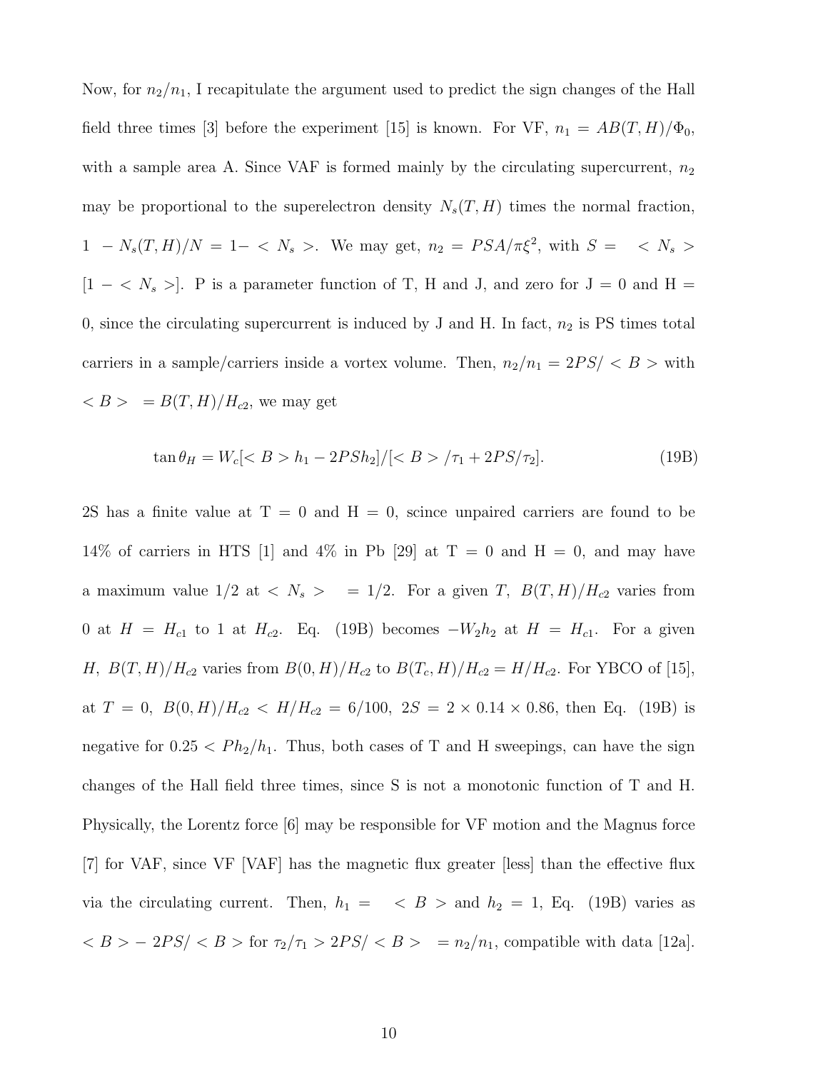Now, for $n_2/n_1$, I recapitulate the argument used to predict the sign changes of the Hall field three times [3] before the experiment [15] is known. For VF, $n_1 = AB(T, H)/\Phi_0$, with a sample area A. Since VAF is formed mainly by the circulating supercurrent, $n_2$ may be proportional to the superelectron density $N_s(T, H)$ times the normal fraction, $1 - N_s(T, H)/N = 1 - < N_s >$. We may get, $n_2 = PSA/\pi\xi^2$, with $S = < N_s > [1 - < N_s >]$. P is a parameter function of T, H and J, and zero for J = 0 and H = 0, since the circulating supercurrent is induced by J and H. In fact, $n_2$ is PS times total carriers in a sample/carriers inside a vortex volume. Then, $n_2/n_1 = 2PS/ < B >$ with $< B > = B(T, H)/H_{c2}$, we may get

$$\tan\theta_H = W_c[< B > h_1 - 2PSh_2]/[< B > /\tau_1 + 2PS/\tau_2]. \tag{19B}$$

2S has a finite value at T = 0 and H = 0, scince unpaired carriers are found to be 14% of carriers in HTS [1] and 4% in Pb [29] at T = 0 and H = 0, and may have a maximum value 1/2 at $< N_s > = 1/2$. For a given $T$, $B(T, H)/H_{c2}$ varies from 0 at $H = H_{c1}$ to 1 at $H_{c2}$. Eq. (19B) becomes $-W_2h_2$ at $H = H_{c1}$. For a given $H$, $B(T, H)/H_{c2}$ varies from $B(0, H)/H_{c2}$ to $B(T_c, H)/H_{c2} = H/H_{c2}$. For YBCO of [15], at $T = 0$, $B(0, H)/H_{c2} < H/H_{c2} = 6/100$, $2S = 2 \times 0.14 \times 0.86$, then Eq. (19B) is negative for $0.25 < Ph_2/h_1$. Thus, both cases of T and H sweepings, can have the sign changes of the Hall field three times, since S is not a monotonic function of T and H. Physically, the Lorentz force [6] may be responsible for VF motion and the Magnus force [7] for VAF, since VF [VAF] has the magnetic flux greater [less] than the effective flux via the circulating current. Then, $h_1 = < B >$ and $h_2 = 1$, Eq. (19B) varies as $< B > - 2PS/ < B >$ for $\tau_2/\tau_1 > 2PS/ < B > = n_2/n_1$, compatible with data [12a].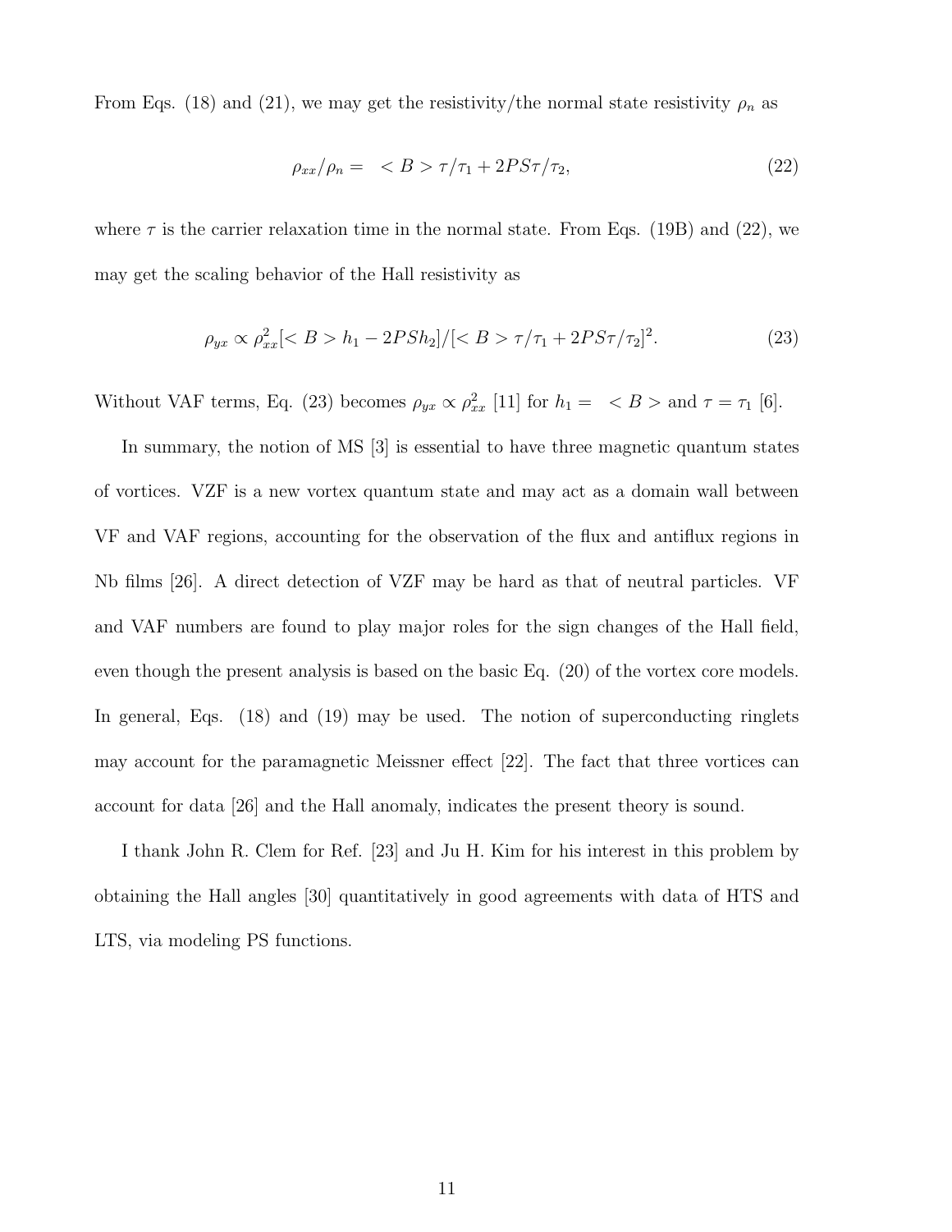From Eqs. (18) and (21), we may get the resistivity/the normal state resistivity $\rho_n$ as

$$\rho_{xx}/\rho_n = \; <B> \tau/\tau_1 + 2PS\tau/\tau_2, \tag{22}$$

where $\tau$ is the carrier relaxation time in the normal state. From Eqs. (19B) and (22), we may get the scaling behavior of the Hall resistivity as

$$\rho_{yx} \propto \rho_{xx}^2 [<B> h_1 - 2PSh_2]/[<B> \tau/\tau_1 + 2PS\tau/\tau_2]^2. \tag{23}$$

Without VAF terms, Eq. (23) becomes $\rho_{yx} \propto \rho_{xx}^2$ [11] for $h_1 = \; <B>$ and $\tau = \tau_1$ [6].

In summary, the notion of MS [3] is essential to have three magnetic quantum states of vortices. VZF is a new vortex quantum state and may act as a domain wall between VF and VAF regions, accounting for the observation of the flux and antiflux regions in Nb films [26]. A direct detection of VZF may be hard as that of neutral particles. VF and VAF numbers are found to play major roles for the sign changes of the Hall field, even though the present analysis is based on the basic Eq. (20) of the vortex core models. In general, Eqs. (18) and (19) may be used. The notion of superconducting ringlets may account for the paramagnetic Meissner effect [22]. The fact that three vortices can account for data [26] and the Hall anomaly, indicates the present theory is sound.

I thank John R. Clem for Ref. [23] and Ju H. Kim for his interest in this problem by obtaining the Hall angles [30] quantitatively in good agreements with data of HTS and LTS, via modeling PS functions.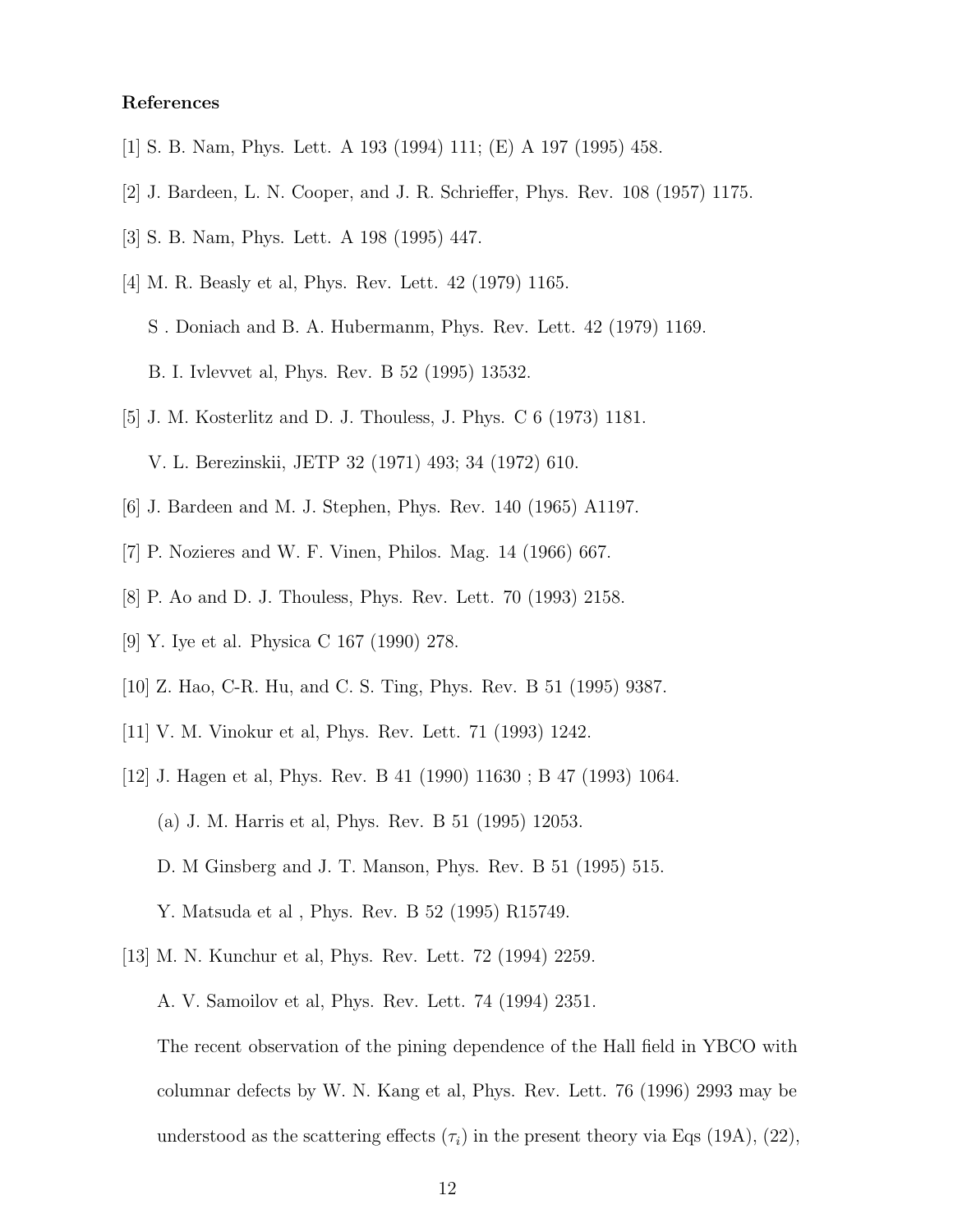**References**

[1] S. B. Nam, Phys. Lett. A 193 (1994) 111; (E) A 197 (1995) 458.

[2] J. Bardeen, L. N. Cooper, and J. R. Schrieffer, Phys. Rev. 108 (1957) 1175.

[3] S. B. Nam, Phys. Lett. A 198 (1995) 447.

[4] M. R. Beasly et al, Phys. Rev. Lett. 42 (1979) 1165.

S . Doniach and B. A. Hubermanm, Phys. Rev. Lett. 42 (1979) 1169.

B. I. Ivlevvet al, Phys. Rev. B 52 (1995) 13532.

[5] J. M. Kosterlitz and D. J. Thouless, J. Phys. C 6 (1973) 1181.

V. L. Berezinskii, JETP 32 (1971) 493; 34 (1972) 610.

[6] J. Bardeen and M. J. Stephen, Phys. Rev. 140 (1965) A1197.

[7] P. Nozieres and W. F. Vinen, Philos. Mag. 14 (1966) 667.

[8] P. Ao and D. J. Thouless, Phys. Rev. Lett. 70 (1993) 2158.

[9] Y. Iye et al. Physica C 167 (1990) 278.

[10] Z. Hao, C-R. Hu, and C. S. Ting, Phys. Rev. B 51 (1995) 9387.

[11] V. M. Vinokur et al, Phys. Rev. Lett. 71 (1993) 1242.

[12] J. Hagen et al, Phys. Rev. B 41 (1990) 11630 ; B 47 (1993) 1064.

(a) J. M. Harris et al, Phys. Rev. B 51 (1995) 12053.

D. M Ginsberg and J. T. Manson, Phys. Rev. B 51 (1995) 515.

Y. Matsuda et al , Phys. Rev. B 52 (1995) R15749.

[13] M. N. Kunchur et al, Phys. Rev. Lett. 72 (1994) 2259.

A. V. Samoilov et al, Phys. Rev. Lett. 74 (1994) 2351.

The recent observation of the pining dependence of the Hall field in YBCO with columnar defects by W. N. Kang et al, Phys. Rev. Lett. 76 (1996) 2993 may be understood as the scattering effects ($\tau_i$) in the present theory via Eqs (19A), (22),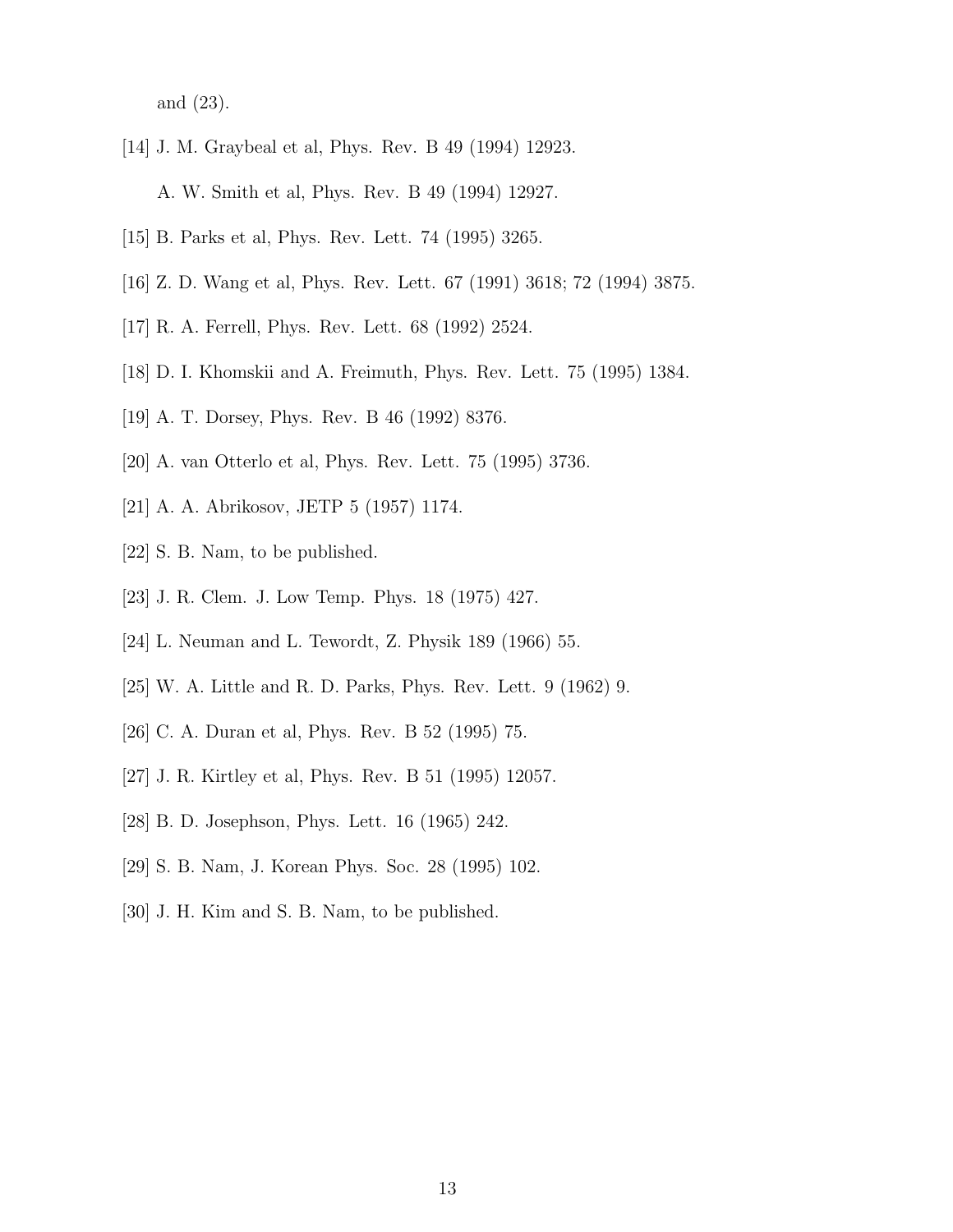and (23).

[14] J. M. Graybeal et al, Phys. Rev. B 49 (1994) 12923.

A. W. Smith et al, Phys. Rev. B 49 (1994) 12927.

[15] B. Parks et al, Phys. Rev. Lett. 74 (1995) 3265.

[16] Z. D. Wang et al, Phys. Rev. Lett. 67 (1991) 3618; 72 (1994) 3875.

[17] R. A. Ferrell, Phys. Rev. Lett. 68 (1992) 2524.

[18] D. I. Khomskii and A. Freimuth, Phys. Rev. Lett. 75 (1995) 1384.

[19] A. T. Dorsey, Phys. Rev. B 46 (1992) 8376.

[20] A. van Otterlo et al, Phys. Rev. Lett. 75 (1995) 3736.

[21] A. A. Abrikosov, JETP 5 (1957) 1174.

[22] S. B. Nam, to be published.

[23] J. R. Clem. J. Low Temp. Phys. 18 (1975) 427.

[24] L. Neuman and L. Tewordt, Z. Physik 189 (1966) 55.

[25] W. A. Little and R. D. Parks, Phys. Rev. Lett. 9 (1962) 9.

[26] C. A. Duran et al, Phys. Rev. B 52 (1995) 75.

[27] J. R. Kirtley et al, Phys. Rev. B 51 (1995) 12057.

[28] B. D. Josephson, Phys. Lett. 16 (1965) 242.

[29] S. B. Nam, J. Korean Phys. Soc. 28 (1995) 102.

[30] J. H. Kim and S. B. Nam, to be published.